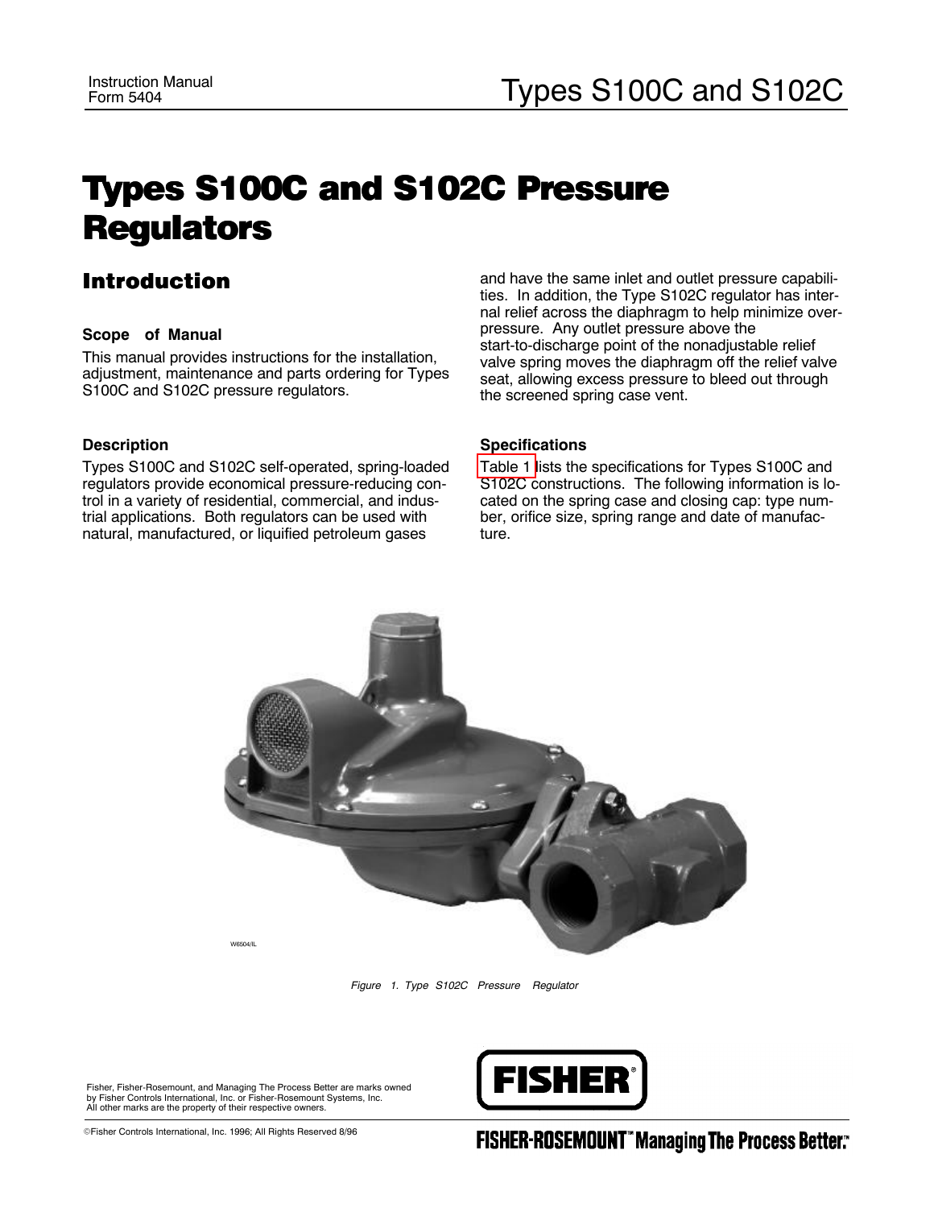# Types S100C and S102C Pressure Regulators

## Introduction

### Scope of Manual

This manual provides instructions for the installation, adjustment, maintenance and parts ordering for Types S100C and S102C pressure regulators.

### Description

Types S100C and S102C self-operated, spring-loaded regulators provide economical pressure-reducing control in a variety of residential, commercial, and industrial applications. Both regulators can be used with natural, manufactured, or liquified petroleum gases and have the same inlet and outlet pressure capabilities. In addition, the Type S102C regulator has internal relief across the diaphragm to help minimize overpressure. Any outlet pressure above the start-to-discharge point of the nonadjustable relief valve spring moves the diaphragm off the relief valve seat, allowing excess pressure to bleed out through the screened spring case vent.

### Specifications

Table 1 lists the specifications for Types S100C and S102C constructions. The following information is located on the spring case and closing cap: type number, orifice size, spring range and date of manufacture.

W6504/IL

*Figure 1. Type S102C Pressure Regulator*

Fisher, Fisher-Rosemount, and Managing The Process Better are marks owned by Fisher Controls International, Inc. or Fisher-Rosemount Systems, Inc. All other marks are the property of their respective owners.

©Fisher Controls International, Inc. 1996; All Rights Reserved 8/96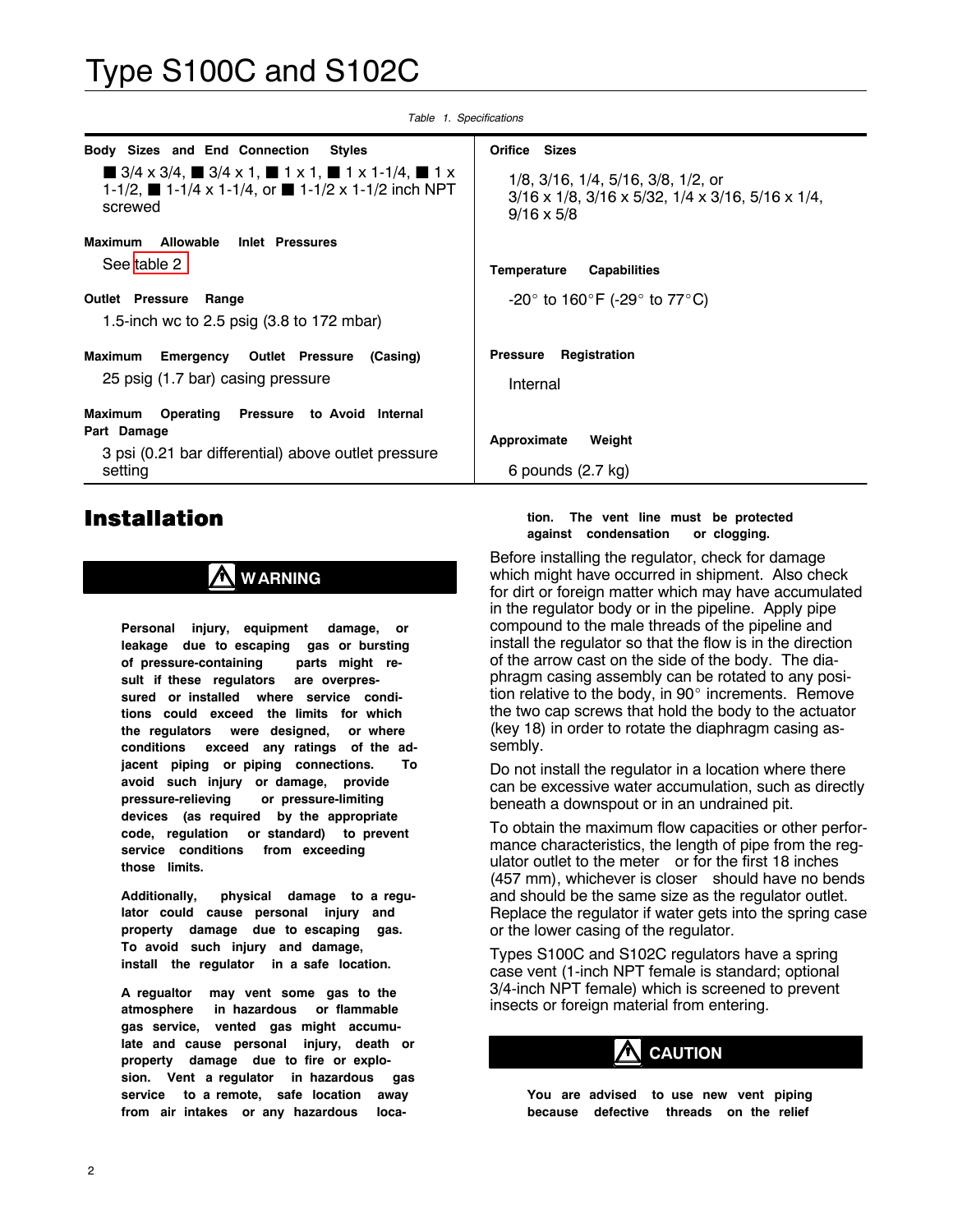Table 1. Specifications

| Body Sizes and End Connection Styles | Orifice Sizes |
| --- | --- |
| ■ 3/4 x 3/4, ■ 3/4 x 1, ■ 1 x 1, ■ 1 x 1-1/4, ■ 1 x 1-1/2, ■ 1-1/4 x 1-1/4, or ■ 1-1/2 x 1-1/2 inch NPT screwed | 1/8, 3/16, 1/4, 5/16, 3/8, 1/2, or 3/16 x 1/8, 3/16 x 5/32, 1/4 x 3/16, 5/16 x 1/4, 9/16 x 5/8 |
| **Maximum Allowable Inlet Pressures** | **Temperature Capabilities** |
| See table 2 | -20° to 160°F (-29° to 77°C) |
| **Outlet Pressure Range** | **Pressure Registration** |
| 1.5-inch wc to 2.5 psig (3.8 to 172 mbar) | Internal |
| **Maximum Emergency Outlet Pressure (Casing)** | **Approximate Weight** |
| 25 psig (1.7 bar) casing pressure | 6 pounds (2.7 kg) |
| **Maximum Operating Pressure to Avoid Internal Part Damage** | |
| 3 psi (0.21 bar differential) above outlet pressure setting | |

# Installation

**WARNING**

**Personal injury, equipment damage, or leakage due to escaping gas or bursting of pressure-containing parts might result if these regulators are overpressured or installed where service conditions could exceed the limits for which the regulators were designed, or where conditions exceed any ratings of the adjacent piping or piping connections. To avoid such injury or damage, provide pressure-relieving or pressure-limiting devices (as required by the appropriate code, regulation or standard) to prevent service conditions from exceeding those limits.**

**Additionally, physical damage to a regulator could cause personal injury and property damage due to escaping gas. To avoid such injury and damage, install the regulator in a safe location.**

**A regualtor may vent some gas to the atmosphere in hazardous or flammable gas service, vented gas might accumulate and cause personal injury, death or property damage due to fire or explosion. Vent a regulator in hazardous gas service to a remote, safe location away from air intakes or any hazardous location. The vent line must be protected against condensation or clogging.**

Before installing the regulator, check for damage which might have occurred in shipment. Also check for dirt or foreign matter which may have accumulated in the regulator body or in the pipeline. Apply pipe compound to the male threads of the pipeline and install the regulator so that the flow is in the direction of the arrow cast on the side of the body. The diaphragm casing assembly can be rotated to any position relative to the body, in 90° increments. Remove the two cap screws that hold the body to the actuator (key 18) in order to rotate the diaphragm casing assembly.

Do not install the regulator in a location where there can be excessive water accumulation, such as directly beneath a downspout or in an undrained pit.

To obtain the maximum flow capacities or other performance characteristics, the length of pipe from the regulator outlet to the meter or for the first 18 inches (457 mm), whichever is closer should have no bends and should be the same size as the regulator outlet. Replace the regulator if water gets into the spring case or the lower casing of the regulator.

Types S100C and S102C regulators have a spring case vent (1-inch NPT female is standard; optional 3/4-inch NPT female) which is screened to prevent insects or foreign material from entering.

**CAUTION**

**You are advised to use new vent piping because defective threads on the relief**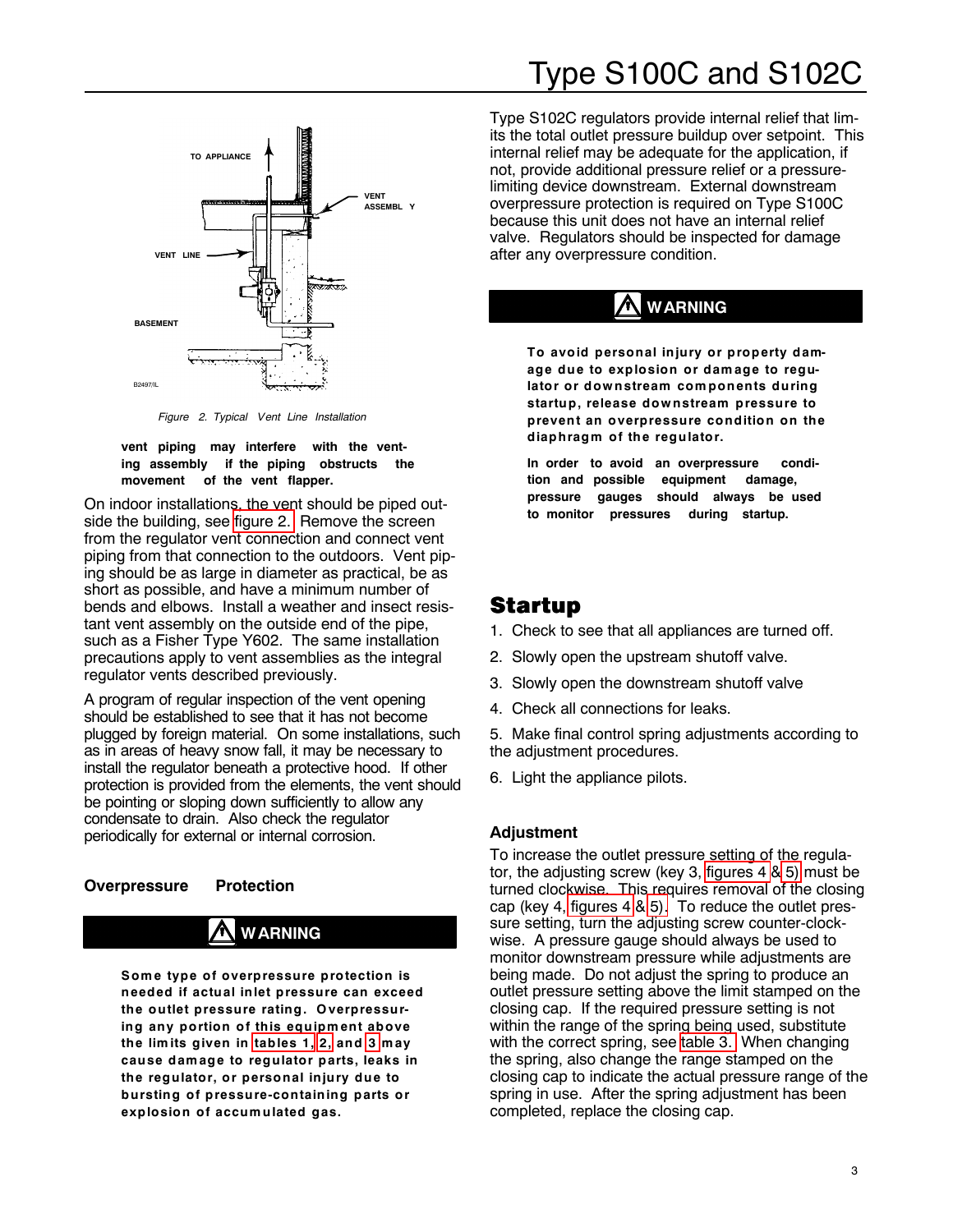Figure 2. Typical Vent Line Installation

**vent piping may interfere with the venting assembly if the piping obstructs the movement of the vent flapper.**

On indoor installations, the vent should be piped outside the building, see figure 2. Remove the screen from the regulator vent connection and connect vent piping from that connection to the outdoors. Vent piping should be as large in diameter as practical, be as short as possible, and have a minimum number of bends and elbows. Install a weather and insect resistant vent assembly on the outside end of the pipe, such as a Fisher Type Y602. The same installation precautions apply to vent assemblies as the integral regulator vents described previously.

A program of regular inspection of the vent opening should be established to see that it has not become plugged by foreign material. On some installations, such as in areas of heavy snow fall, it may be necessary to install the regulator beneath a protective hood. If other protection is provided from the elements, the vent should be pointing or sloping down sufficiently to allow any condensate to drain. Also check the regulator periodically for external or internal corrosion.

### Overpressure Protection

**WARNING**

**Some type of overpressure protection is needed if actual inlet pressure can exceed the outlet pressure rating. Overpressuring any portion of this equipment above the limits given in tables 1, 2, and 3 may cause damage to regulator parts, leaks in the regulator, or personal injury due to bursting of pressure-containing parts or explosion of accumulated gas.**

Type S102C regulators provide internal relief that limits the total outlet pressure buildup over setpoint. This internal relief may be adequate for the application, if not, provide additional pressure relief or a pressure-limiting device downstream. External downstream overpressure protection is required on Type S100C because this unit does not have an internal relief valve. Regulators should be inspected for damage after any overpressure condition.

**WARNING**

**To avoid personal injury or property damage due to explosion or damage to regulator or downstream components during startup, release downstream pressure to prevent an overpressure condition on the diaphragm of the regulator.**

**In order to avoid an overpressure condition and possible equipment damage, pressure gauges should always be used to monitor pressures during startup.**

## Startup

1. Check to see that all appliances are turned off.
2. Slowly open the upstream shutoff valve.
3. Slowly open the downstream shutoff valve
4. Check all connections for leaks.
5. Make final control spring adjustments according to the adjustment procedures.
6. Light the appliance pilots.

### Adjustment

To increase the outlet pressure setting of the regulator, the adjusting screw (key 3, figures 4 & 5) must be turned clockwise. This requires removal of the closing cap (key 4, figures 4 & 5). To reduce the outlet pressure setting, turn the adjusting screw counter-clockwise. A pressure gauge should always be used to monitor downstream pressure while adjustments are being made. Do not adjust the spring to produce an outlet pressure setting above the limit stamped on the closing cap. If the required pressure setting is not within the range of the spring being used, substitute with the correct spring, see table 3. When changing the spring, also change the range stamped on the closing cap to indicate the actual pressure range of the spring in use. After the spring adjustment has been completed, replace the closing cap.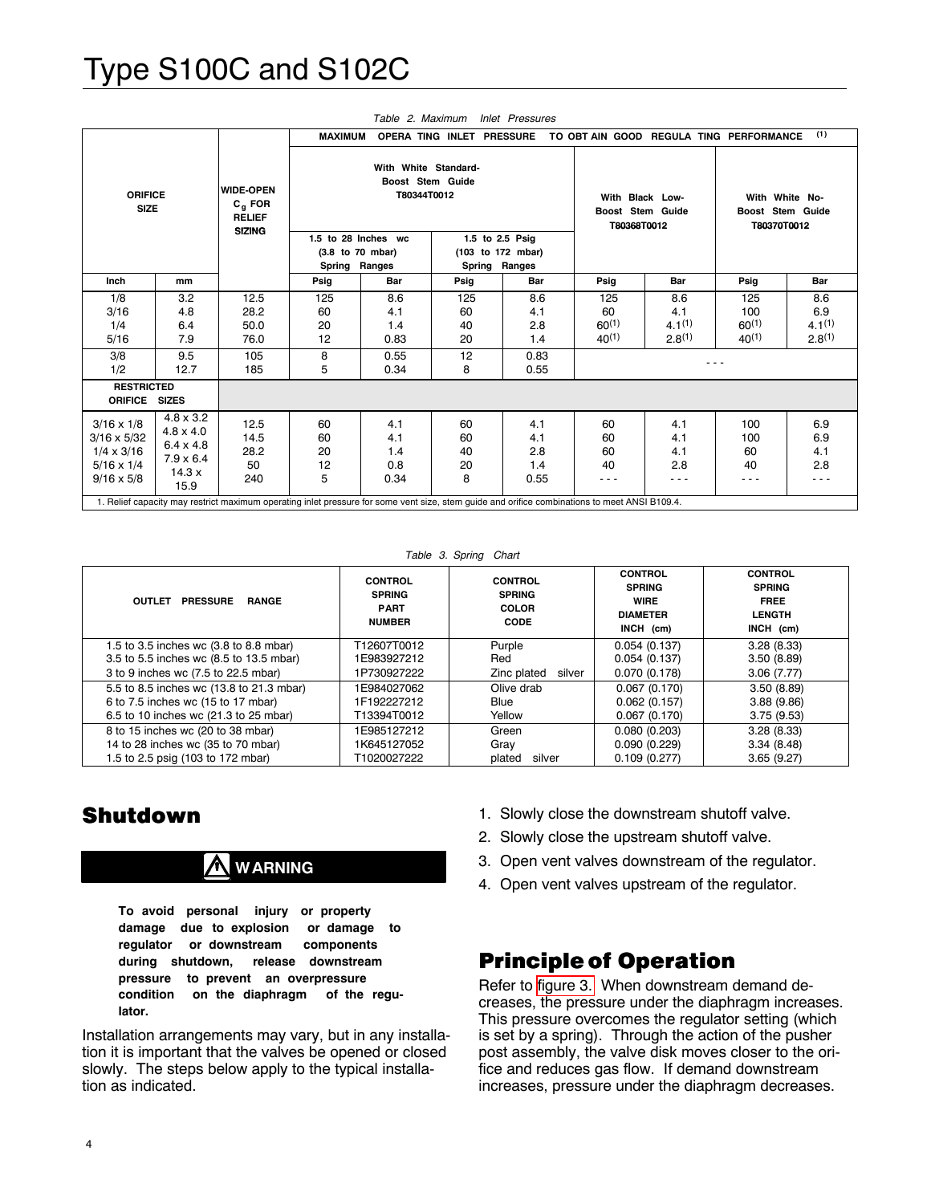Table 2. Maximum Inlet Pressures

| ORIFICE SIZE | | WIDE-OPEN $C_g$ FOR RELIEF SIZING | MAXIMUM OPERATING INLET PRESSURE TO OBTAIN GOOD REGULATING PERFORMANCE (1) | | | | | | | |
|---|---|---|---|---|---|---|---|---|---|---|
| | | | With White Standard-Boost Stem Guide T80344T0012 | | | | With Black Low-Boost Stem Guide T80368T0012 | | With White No-Boost Stem Guide T80370T0012 | |
| | | | 1.5 to 28 Inches wc (3.8 to 70 mbar) Spring Ranges | | 1.5 to 2.5 Psig (103 to 172 mbar) Spring Ranges | | | | | |
| Inch | mm | | Psig | Bar | Psig | Bar | Psig | Bar | Psig | Bar |
| 1/8 | 3.2 | 12.5 | 125 | 8.6 | 125 | 8.6 | 125 | 8.6 | 125 | 8.6 |
| 3/16 | 4.8 | 28.2 | 60 | 4.1 | 60 | 4.1 | 60 | 4.1 | 100 | 6.9 |
| 1/4 | 6.4 | 50.0 | 20 | 1.4 | 40 | 2.8 | 60(1) | 4.1(1) | 60(1) | 4.1(1) |
| 5/16 | 7.9 | 76.0 | 12 | 0.83 | 20 | 1.4 | 40(1) | 2.8(1) | 40(1) | 2.8(1) |
| 3/8 | 9.5 | 105 | 8 | 0.55 | 12 | 0.83 | - - - | | | |
| 1/2 | 12.7 | 185 | 5 | 0.34 | 8 | 0.55 | | | | |
| RESTRICTED ORIFICE SIZES | | | | | | | | | | |
| 3/16 x 1/8 | 4.8 x 3.2 | 12.5 | 60 | 4.1 | 60 | 4.1 | 60 | 4.1 | 100 | 6.9 |
| 3/16 x 5/32 | 4.8 x 4.0 | 14.5 | 60 | 4.1 | 60 | 4.1 | 60 | 4.1 | 100 | 6.9 |
| 1/4 x 3/16 | 6.4 x 4.8 | 28.2 | 20 | 1.4 | 40 | 2.8 | 60 | 4.1 | 60 | 4.1 |
| 5/16 x 1/4 | 7.9 x 6.4 | 50 | 12 | 0.8 | 20 | 1.4 | 40 | 2.8 | 40 | 2.8 |
| 9/16 x 5/8 | 14.3 x 15.9 | 240 | 5 | 0.34 | 8 | 0.55 | - - - | - - - | - - - | - - - |

1. Relief capacity may restrict maximum operating inlet pressure for some vent size, stem guide and orifice combinations to meet ANSI B109.4.

Table 3. Spring Chart

| OUTLET PRESSURE RANGE | CONTROL SPRING PART NUMBER | CONTROL SPRING COLOR CODE | CONTROL SPRING WIRE DIAMETER INCH (cm) | CONTROL SPRING FREE LENGTH INCH (cm) |
|---|---|---|---|---|
| 1.5 to 3.5 inches wc (3.8 to 8.8 mbar) | T12607T0012 | Purple | 0.054 (0.137) | 3.28 (8.33) |
| 3.5 to 5.5 inches wc (8.5 to 13.5 mbar) | 1E983927212 | Red | 0.054 (0.137) | 3.50 (8.89) |
| 3 to 9 inches wc (7.5 to 22.5 mbar) | 1P730927222 | Zinc plated silver | 0.070 (0.178) | 3.06 (7.77) |
| 5.5 to 8.5 inches wc (13.8 to 21.3 mbar) | 1E984027062 | Olive drab | 0.067 (0.170) | 3.50 (8.89) |
| 6 to 7.5 inches wc (15 to 17 mbar) | 1F192227212 | Blue | 0.062 (0.157) | 3.88 (9.86) |
| 6.5 to 10 inches wc (21.3 to 25 mbar) | T13394T0012 | Yellow | 0.067 (0.170) | 3.75 (9.53) |
| 8 to 15 inches wc (20 to 38 mbar) | 1E985127212 | Green | 0.080 (0.203) | 3.28 (8.33) |
| 14 to 28 inches wc (35 to 70 mbar) | 1K645127052 | Gray | 0.090 (0.229) | 3.34 (8.48) |
| 1.5 to 2.5 psig (103 to 172 mbar) | T1020027222 | plated silver | 0.109 (0.277) | 3.65 (9.27) |

## Shutdown

**WARNING**

**To avoid personal injury or property damage due to explosion or damage to regulator or downstream components during shutdown, release downstream pressure to prevent an overpressure condition on the diaphragm of the regulator.**

Installation arrangements may vary, but in any installation it is important that the valves be opened or closed slowly. The steps below apply to the typical installation as indicated.

1. Slowly close the downstream shutoff valve.
2. Slowly close the upstream shutoff valve.
3. Open vent valves downstream of the regulator.
4. Open vent valves upstream of the regulator.

## Principle of Operation

Refer to figure 3. When downstream demand decreases, the pressure under the diaphragm increases. This pressure overcomes the regulator setting (which is set by a spring). Through the action of the pusher post assembly, the valve disk moves closer to the orifice and reduces gas flow. If demand downstream increases, pressure under the diaphragm decreases.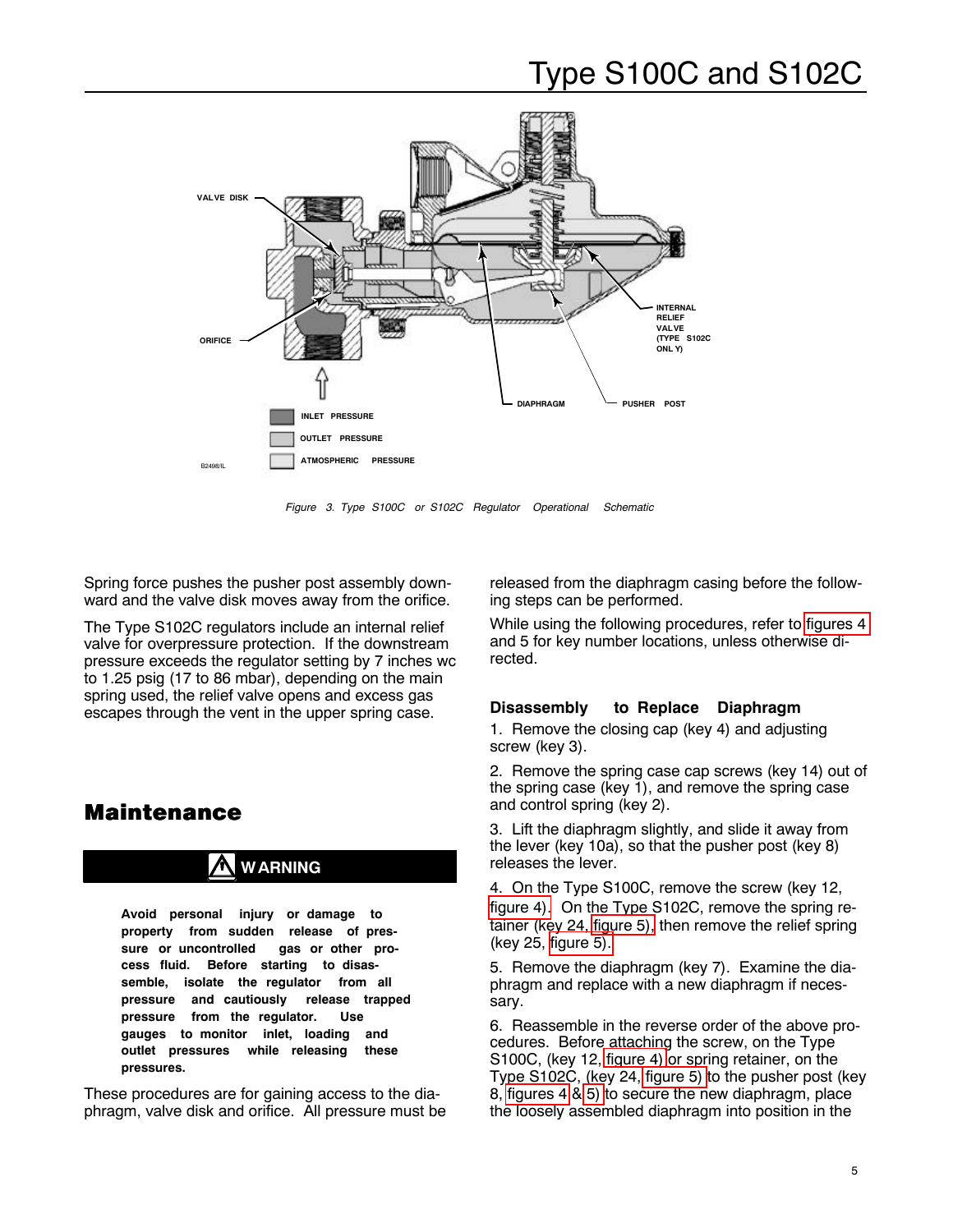Figure 3. Type S100C or S102C Regulator Operational Schematic

Spring force pushes the pusher post assembly downward and the valve disk moves away from the orifice.

The Type S102C regulators include an internal relief valve for overpressure protection. If the downstream pressure exceeds the regulator setting by 7 inches wc to 1.25 psig (17 to 86 mbar), depending on the main spring used, the relief valve opens and excess gas escapes through the vent in the upper spring case.

## Maintenance

**WARNING**

**Avoid personal injury or damage to property from sudden release of pressure or uncontrolled gas or other process fluid. Before starting to disassemble, isolate the regulator from all pressure and cautiously release trapped pressure from the regulator. Use gauges to monitor inlet, loading and outlet pressures while releasing these pressures.**

These procedures are for gaining access to the diaphragm, valve disk and orifice. All pressure must be released from the diaphragm casing before the following steps can be performed.

While using the following procedures, refer to figures 4 and 5 for key number locations, unless otherwise directed.

### Disassembly to Replace Diaphragm

1. Remove the closing cap (key 4) and adjusting screw (key 3).

2. Remove the spring case cap screws (key 14) out of the spring case (key 1), and remove the spring case and control spring (key 2).

3. Lift the diaphragm slightly, and slide it away from the lever (key 10a), so that the pusher post (key 8) releases the lever.

4. On the Type S100C, remove the screw (key 12, figure 4). On the Type S102C, remove the spring retainer (key 24, figure 5), then remove the relief spring (key 25, figure 5).

5. Remove the diaphragm (key 7). Examine the diaphragm and replace with a new diaphragm if necessary.

6. Reassemble in the reverse order of the above procedures. Before attaching the screw, on the Type S100C, (key 12, figure 4) or spring retainer, on the Type S102C, (key 24, figure 5) to the pusher post (key 8, figures 4 & 5) to secure the new diaphragm, place the loosely assembled diaphragm into position in the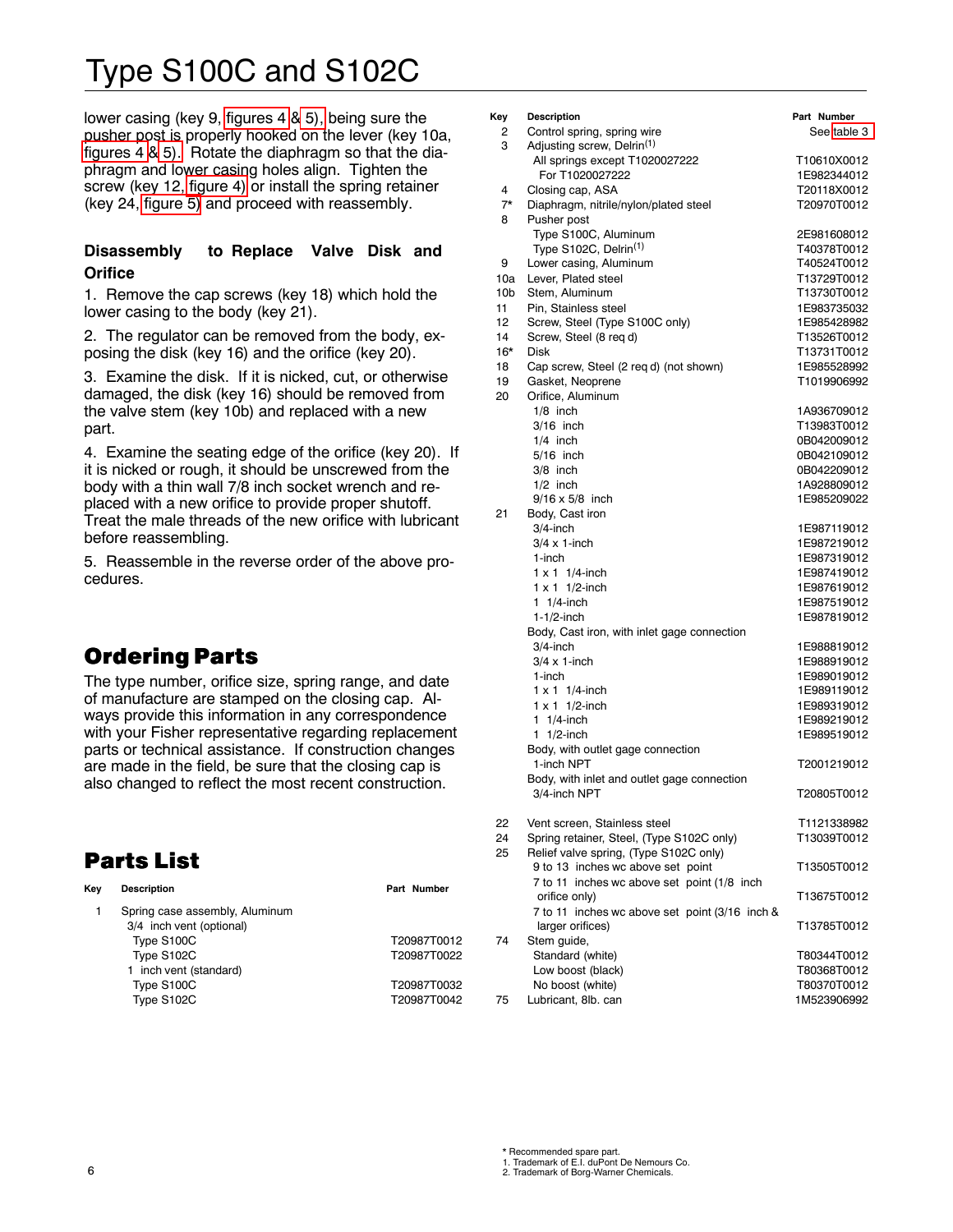lower casing (key 9, figures 4 & 5), being sure the pusher post is properly hooked on the lever (key 10a, figures 4 & 5). Rotate the diaphragm so that the diaphragm and lower casing holes align. Tighten the screw (key 12, figure 4) or install the spring retainer (key 24, figure 5) and proceed with reassembly.

### Disassembly to Replace Valve Disk and Orifice

1. Remove the cap screws (key 18) which hold the lower casing to the body (key 21).

2. The regulator can be removed from the body, exposing the disk (key 16) and the orifice (key 20).

3. Examine the disk. If it is nicked, cut, or otherwise damaged, the disk (key 16) should be removed from the valve stem (key 10b) and replaced with a new part.

4. Examine the seating edge of the orifice (key 20). If it is nicked or rough, it should be unscrewed from the body with a thin wall 7/8 inch socket wrench and replaced with a new orifice to provide proper shutoff. Treat the male threads of the new orifice with lubricant before reassembling.

5. Reassemble in the reverse order of the above procedures.

## Ordering Parts

The type number, orifice size, spring range, and date of manufacture are stamped on the closing cap. Always provide this information in any correspondence with your Fisher representative regarding replacement parts or technical assistance. If construction changes are made in the field, be sure that the closing cap is also changed to reflect the most recent construction.

## Parts List

| Key | Description | Part Number |
|---|---|---|
| 1 | Spring case assembly, Aluminum | |
| | 3/4 inch vent (optional) | |
| | Type S100C | T20987T0012 |
| | Type S102C | T20987T0022 |
| | 1 inch vent (standard) | |
| | Type S100C | T20987T0032 |
| | Type S102C | T20987T0042 |
| 2 | Control spring, spring wire | See table 3 |
| 3 | Adjusting screw, Delrin[1] | |
| | All springs except T1020027222 | T10610X0012 |
| | For T1020027222 | 1E982344012 |
| 4 | Closing cap, ASA | T20118X0012 |
| 7* | Diaphragm, nitrile/nylon/plated steel | T20970T0012 |
| 8 | Pusher post | |
| | Type S100C, Aluminum | 2E981608012 |
| | Type S102C, Delrin[1] | T40378T0012 |
| 9 | Lower casing, Aluminum | T40524T0012 |
| 10a | Lever, Plated steel | T13729T0012 |
| 10b | Stem, Aluminum | T13730T0012 |
| 11 | Pin, Stainless steel | 1E983735032 |
| 12 | Screw, Steel (Type S100C only) | 1E985428982 |
| 14 | Screw, Steel (8 req d) | T13526T0012 |
| 16* | Disk | T13731T0012 |
| 18 | Cap screw, Steel (2 req d) (not shown) | 1E985528992 |
| 19 | Gasket, Neoprene | T1019906992 |
| 20 | Orifice, Aluminum | |
| | 1/8 inch | 1A936709012 |
| | 3/16 inch | T13983T0012 |
| | 1/4 inch | 0B042009012 |
| | 5/16 inch | 0B042109012 |
| | 3/8 inch | 0B042209012 |
| | 1/2 inch | 1A928809012 |
| | 9/16 x 5/8 inch | 1E985209022 |
| 21 | Body, Cast iron | |
| | 3/4-inch | 1E987119012 |
| | 3/4 x 1-inch | 1E987219012 |
| | 1-inch | 1E987319012 |
| | 1 x 1 1/4-inch | 1E987419012 |
| | 1 x 1 1/2-inch | 1E987619012 |
| | 1 1/4-inch | 1E987519012 |
| | 1-1/2-inch | 1E987819012 |
| | Body, Cast iron, with inlet gage connection | |
| | 3/4-inch | 1E988819012 |
| | 3/4 x 1-inch | 1E988919012 |
| | 1-inch | 1E989019012 |
| | 1 x 1 1/4-inch | 1E989119012 |
| | 1 x 1 1/2-inch | 1E989319012 |
| | 1 1/4-inch | 1E989219012 |
| | 1 1/2-inch | 1E989519012 |
| | Body, with outlet gage connection | |
| | 1-inch NPT | T2001219012 |
| | Body, with inlet and outlet gage connection | |
| | 3/4-inch NPT | T20805T0012 |
| 22 | Vent screen, Stainless steel | T1121338982 |
| 24 | Spring retainer, Steel, (Type S102C only) | T13039T0012 |
| 25 | Relief valve spring, (Type S102C only) | |
| | 9 to 13 inches wc above set point | T13505T0012 |
| | 7 to 11 inches wc above set point (1/8 inch orifice only) | T13675T0012 |
| | 7 to 11 inches wc above set point (3/16 inch & larger orifices) | T13785T0012 |
| 74 | Stem guide, | |
| | Standard (white) | T80344T0012 |
| | Low boost (black) | T80368T0012 |
| | No boost (white) | T80370T0012 |
| 75 | Lubricant, 8lb. can | 1M523906992 |

\* Recommended spare part.
1. Trademark of E.I. duPont De Nemours Co.
2. Trademark of Borg-Warner Chemicals.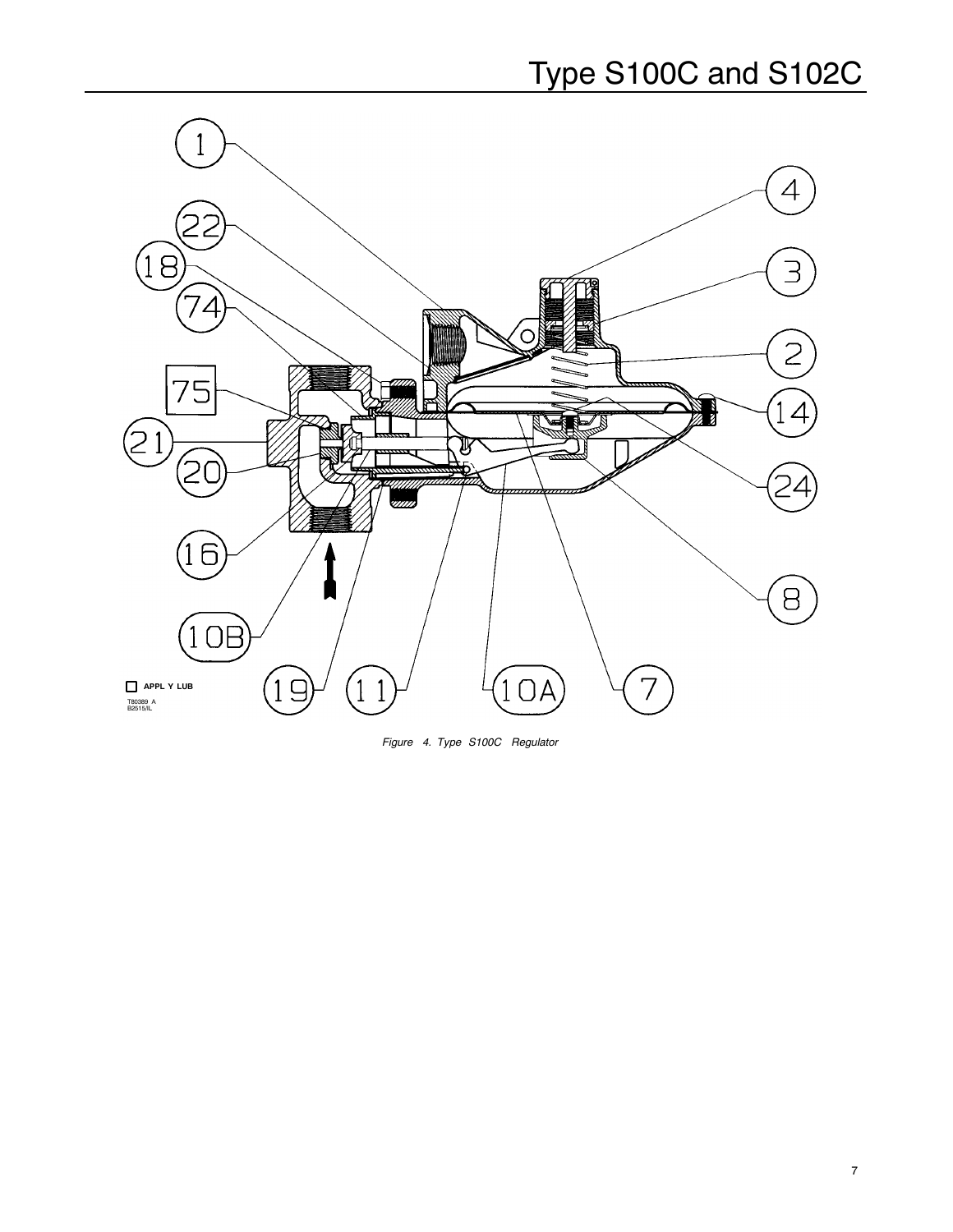APPL Y LUB

T80389 A
B2515/IL

*Figure 4. Type S100C Regulator*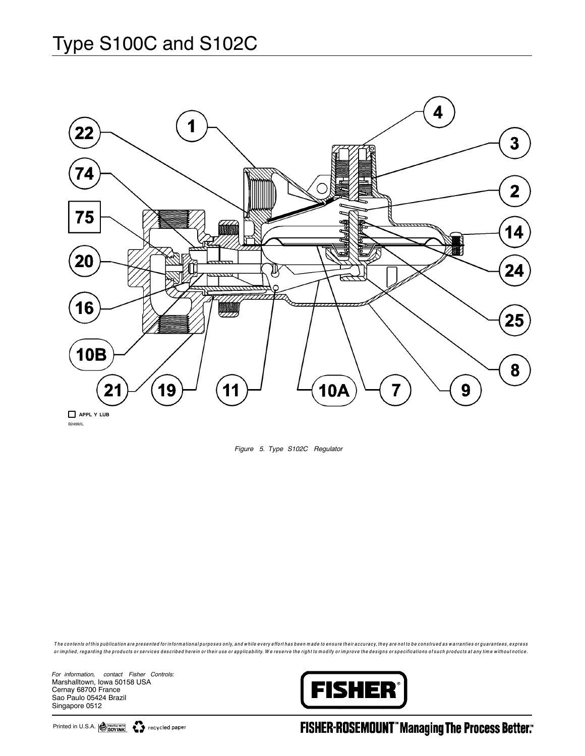APPL Y LUB

B2499/IL

*Figure 5. Type S102C Regulator*

*The contents of this publication are presented for informational purposes only, and while every effort has been made to ensure their accuracy, they are not to be construed as warranties or guarantees, express or implied, regarding the products or services described herein or their use or applicability. We reserve the right to modify or improve the designs or specifications of such products at any time without notice.*

*For information, contact Fisher Controls:*
Marshalltown, Iowa 50158 USA
Cernay 68700 France
Sao Paulo 05424 Brazil
Singapore 0512

FISHER®

Printed in U.S.A. recycled paper

FISHER-ROSEMOUNT™ Managing The Process Better.™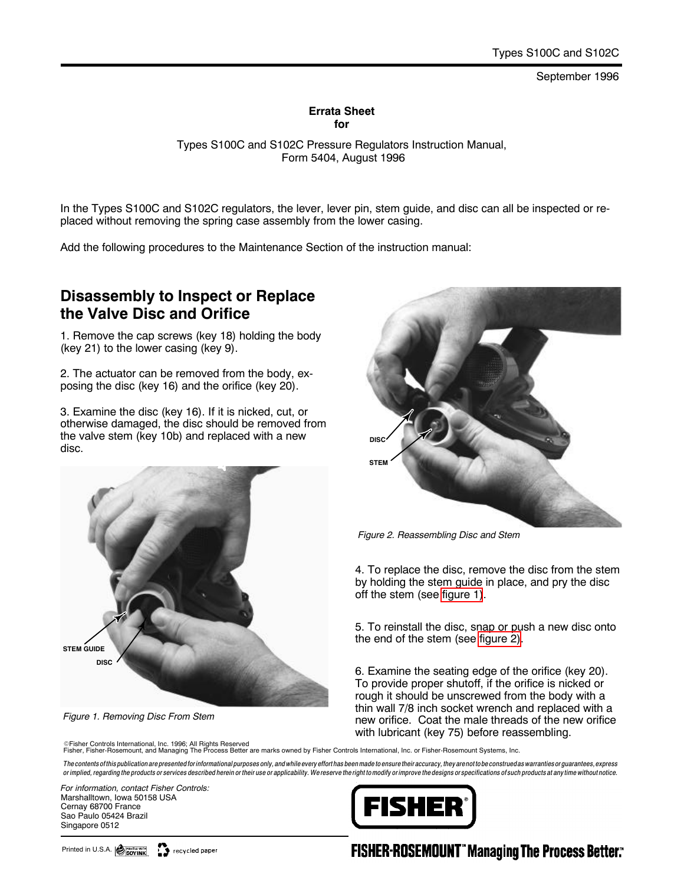Types S100C and S102C

September 1996

**Errata Sheet**
**for**

Types S100C and S102C Pressure Regulators Instruction Manual,
Form 5404, August 1996

In the Types S100C and S102C regulators, the lever, lever pin, stem guide, and disc can all be inspected or replaced without removing the spring case assembly from the lower casing.

Add the following procedures to the Maintenance Section of the instruction manual:

## Disassembly to Inspect or Replace the Valve Disc and Orifice

1. Remove the cap screws (key 18) holding the body (key 21) to the lower casing (key 9).

2. The actuator can be removed from the body, exposing the disc (key 16) and the orifice (key 20).

3. Examine the disc (key 16). If it is nicked, cut, or otherwise damaged, the disc should be removed from the valve stem (key 10b) and replaced with a new disc.

STEM GUIDE

DISC

*Figure 1. Removing Disc From Stem*

DISC

STEM

*Figure 2. Reassembling Disc and Stem*

4. To replace the disc, remove the disc from the stem by holding the stem guide in place, and pry the disc off the stem (see figure 1).

5. To reinstall the disc, snap or push a new disc onto the end of the stem (see figure 2).

6. Examine the seating edge of the orifice (key 20). To provide proper shutoff, if the orifice is nicked or rough it should be unscrewed from the body with a thin wall 7/8 inch socket wrench and replaced with a new orifice. Coat the male threads of the new orifice with lubricant (key 75) before reassembling.

©Fisher Controls International, Inc. 1996; All Rights Reserved
Fisher, Fisher-Rosemount, and Managing The Process Better are marks owned by Fisher Controls International, Inc. or Fisher-Rosemount Systems, Inc.

*The contents of this publication are presented for informational purposes only, and while every effort has been made to ensure their accuracy, they are not to be construed as warranties or guarantees, express or implied, regarding the products or services described herein or their use or applicability. We reserve the right to modify or improve the designs or specifications of such products at any time without notice.*

*For information, contact Fisher Controls:*
Marshalltown, Iowa 50158 USA
Cernay 68700 France
Sao Paulo 05424 Brazil
Singapore 0512

FISHER

Printed in U.S.A. recycled paper

FISHER-ROSEMOUNT™ Managing The Process Better.™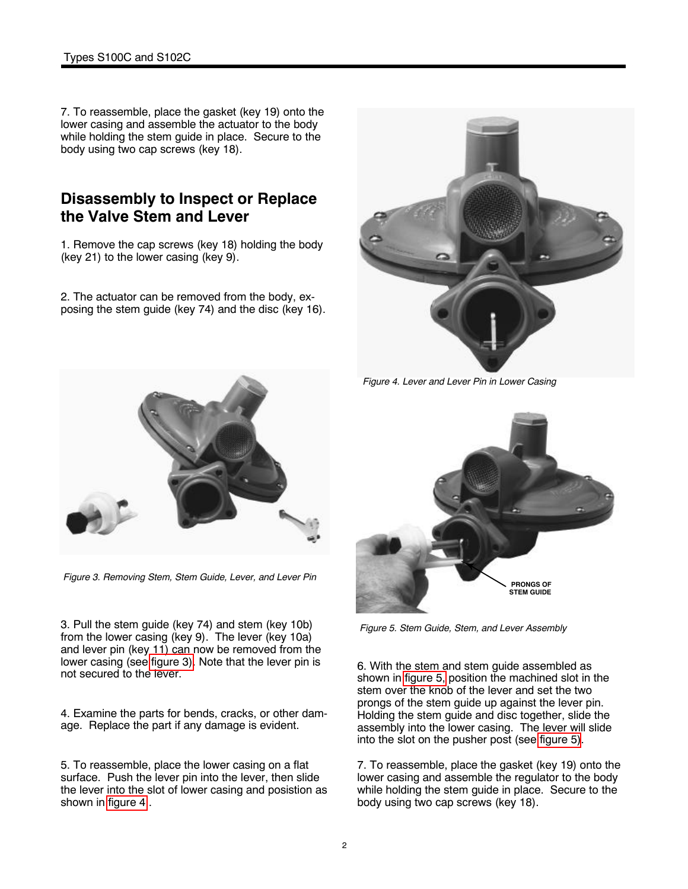7. To reassemble, place the gasket (key 19) onto the lower casing and assemble the actuator to the body while holding the stem guide in place. Secure to the body using two cap screws (key 18).

## Disassembly to Inspect or Replace the Valve Stem and Lever

1. Remove the cap screws (key 18) holding the body (key 21) to the lower casing (key 9).

2. The actuator can be removed from the body, exposing the stem guide (key 74) and the disc (key 16).

*Figure 3. Removing Stem, Stem Guide, Lever, and Lever Pin*

3. Pull the stem guide (key 74) and stem (key 10b) from the lower casing (key 9). The lever (key 10a) and lever pin (key 11) can now be removed from the lower casing (see figure 3). Note that the lever pin is not secured to the lever.

4. Examine the parts for bends, cracks, or other damage. Replace the part if any damage is evident.

5. To reassemble, place the lower casing on a flat surface. Push the lever pin into the lever, then slide the lever into the slot of lower casing and posistion as shown in figure 4 .

*Figure 4. Lever and Lever Pin in Lower Casing*

PRONGS OF STEM GUIDE

*Figure 5. Stem Guide, Stem, and Lever Assembly*

6. With the stem and stem guide assembled as shown in figure 5, position the machined slot in the stem over the knob of the lever and set the two prongs of the stem guide up against the lever pin. Holding the stem guide and disc together, slide the assembly into the lower casing. The lever will slide into the slot on the pusher post (see figure 5).

7. To reassemble, place the gasket (key 19) onto the lower casing and assemble the regulator to the body while holding the stem guide in place. Secure to the body using two cap screws (key 18).